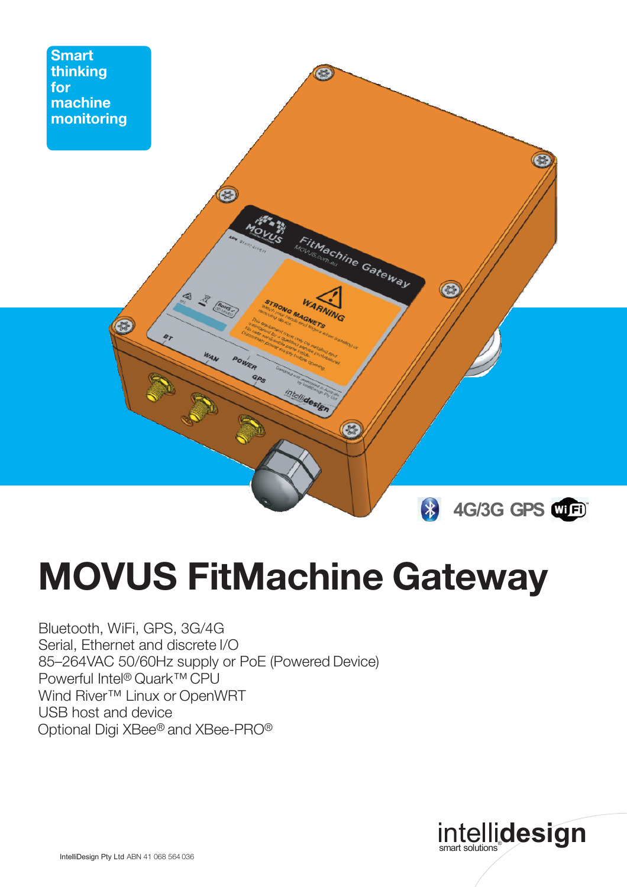**Smart thinking for machine monitoring**

4G/3G GPS

# MOVUS FitMachine Gateway

Bluetooth, WiFi, GPS, 3G/4G
Serial, Ethernet and discrete I/O
85–264VAC 50/60Hz supply or PoE (Powered Device)
Powerful Intel® Quark™ CPU
Wind River™ Linux or OpenWRT
USB host and device
Optional Digi XBee® and XBee-PRO®

intellidesign smart solutions®

IntelliDesign Pty Ltd ABN 41 068 564 036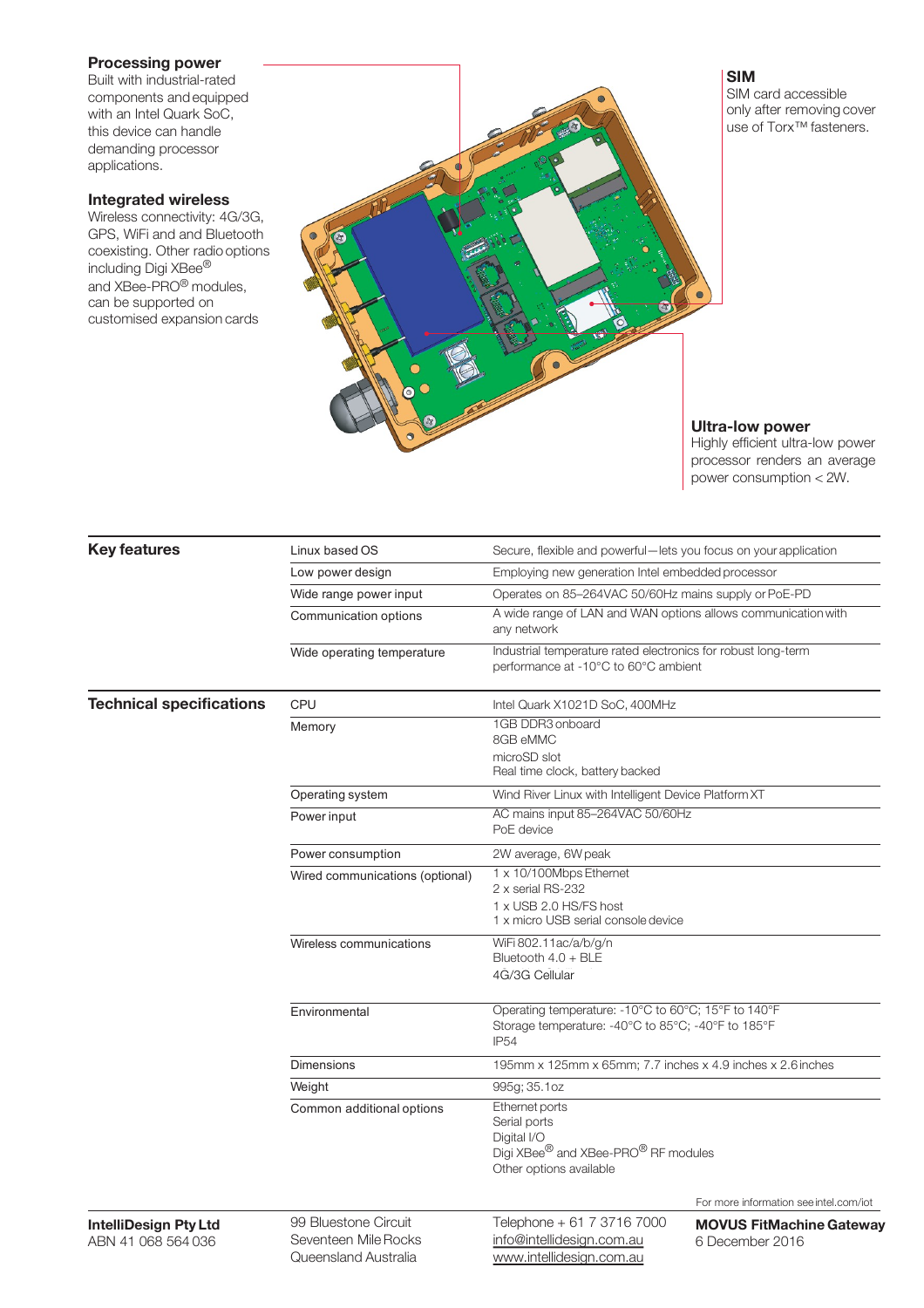### Processing power

Built with industrial-rated components and equipped with an Intel Quark SoC, this device can handle demanding processor applications.

### Integrated wireless

Wireless connectivity: 4G/3G, GPS, WiFi and and Bluetooth coexisting. Other radio options including Digi XBee® and XBee-PRO® modules, can be supported on customised expansion cards

### SIM

SIM card accessible only after removing cover use of Torx™ fasteners.

### Ultra-low power

Highly efficient ultra-low power processor renders an average power consumption < 2W.

## Key features

| | | |
|---|---|---|
| **Key features** | Linux based OS | Secure, flexible and powerful—lets you focus on your application |
| | Low power design | Employing new generation Intel embedded processor |
| | Wide range power input | Operates on 85–264VAC 50/60Hz mains supply or PoE-PD |
| | Communication options | A wide range of LAN and WAN options allows communication with any network |
| | Wide operating temperature | Industrial temperature rated electronics for robust long-term performance at -10°C to 60°C ambient |

## Technical specifications

| | | |
|---|---|---|
| **Technical specifications** | CPU | Intel Quark X1021D SoC, 400MHz |
| | Memory | 1GB DDR3 onboard<br>8GB eMMC<br>microSD slot<br>Real time clock, battery backed |
| | Operating system | Wind River Linux with Intelligent Device Platform XT |
| | Power input | AC mains input 85–264VAC 50/60Hz<br>PoE device |
| | Power consumption | 2W average, 6W peak |
| | Wired communications (optional) | 1 x 10/100Mbps Ethernet<br>2 x serial RS-232<br>1 x USB 2.0 HS/FS host<br>1 x micro USB serial console device |
| | Wireless communications | WiFi 802.11ac/a/b/g/n<br>Bluetooth 4.0 + BLE<br>4G/3G Cellular |
| | Environmental | Operating temperature: -10°C to 60°C; 15°F to 140°F<br>Storage temperature: -40°C to 85°C; -40°F to 185°F<br>IP54 |
| | Dimensions | 195mm x 125mm x 65mm; 7.7 inches x 4.9 inches x 2.6 inches |
| | Weight | 995g; 35.1oz |
| | Common additional options | Ethernet ports<br>Serial ports<br>Digital I/O<br>Digi XBee® and XBee-PRO® RF modules<br>Other options available |

For more information see intel.com/iot

**IntelliDesign Pty Ltd**
ABN 41 068 564 036

99 Bluestone Circuit
Seventeen Mile Rocks
Queensland Australia

Telephone + 61 7 3716 7000
info@intellidesign.com.au
www.intellidesign.com.au

**MOVUS FitMachine Gateway**
6 December 2016